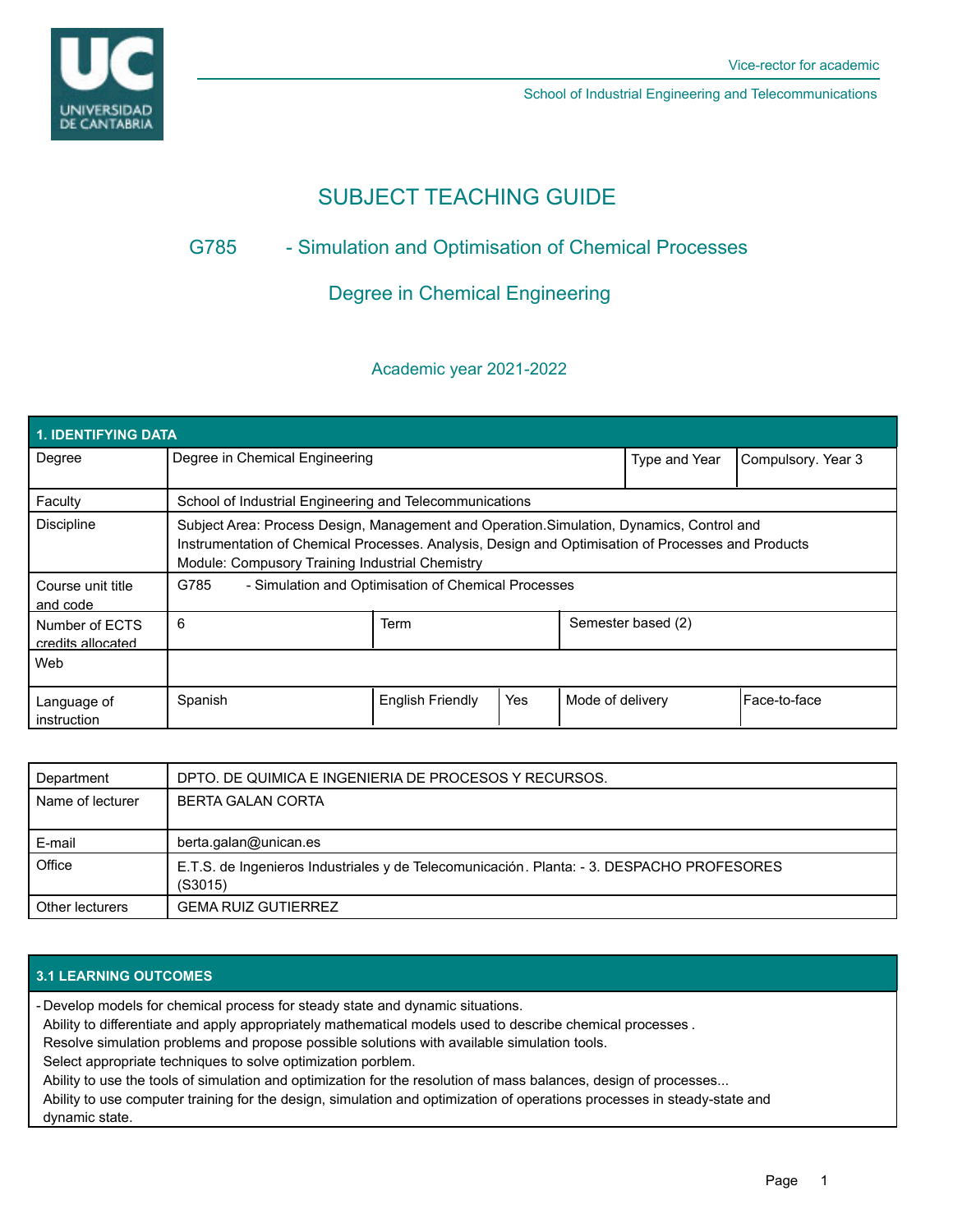Vice-rector for academic

School of Industrial Engineering and Telecommunications

# SUBJECT TEACHING GUIDE

## G785 - Simulation and Optimisation of Chemical Processes

## Degree in Chemical Engineering

Academic year 2021-2022

| 1. IDENTIFYING DATA | | | | | |
|---|---|---|---|---|---|
| Degree | Degree in Chemical Engineering | | | Type and Year | Compulsory. Year 3 |
| Faculty | School of Industrial Engineering and Telecommunications | | | | |
| Discipline | Subject Area: Process Design, Management and Operation.Simulation, Dynamics, Control and Instrumentation of Chemical Processes. Analysis, Design and Optimisation of Processes and Products<br>Module: Compusory Training Industrial Chemistry | | | | |
| Course unit title and code | G785 - Simulation and Optimisation of Chemical Processes | | | | |
| Number of ECTS credits allocated | 6 | Term | | Semester based (2) | |
| Web | | | | | |
| Language of instruction | Spanish | English Friendly | Yes | Mode of delivery | Face-to-face |

| | |
|---|---|
| Department | DPTO. DE QUIMICA E INGENIERIA DE PROCESOS Y RECURSOS. |
| Name of lecturer | BERTA GALAN CORTA |
| E-mail | berta.galan@unican.es |
| Office | E.T.S. de Ingenieros Industriales y de Telecomunicación. Planta: - 3. DESPACHO PROFESORES (S3015) |
| Other lecturers | GEMA RUIZ GUTIERREZ |

### 3.1 LEARNING OUTCOMES

- Develop models for chemical process for steady state and dynamic situations.
  Ability to differentiate and apply appropriately mathematical models used to describe chemical processes .
  Resolve simulation problems and propose possible solutions with available simulation tools.
  Select appropriate techniques to solve optimization porblem.
  Ability to use the tools of simulation and optimization for the resolution of mass balances, design of processes...
  Ability to use computer training for the design, simulation and optimization of operations processes in steady-state and dynamic state.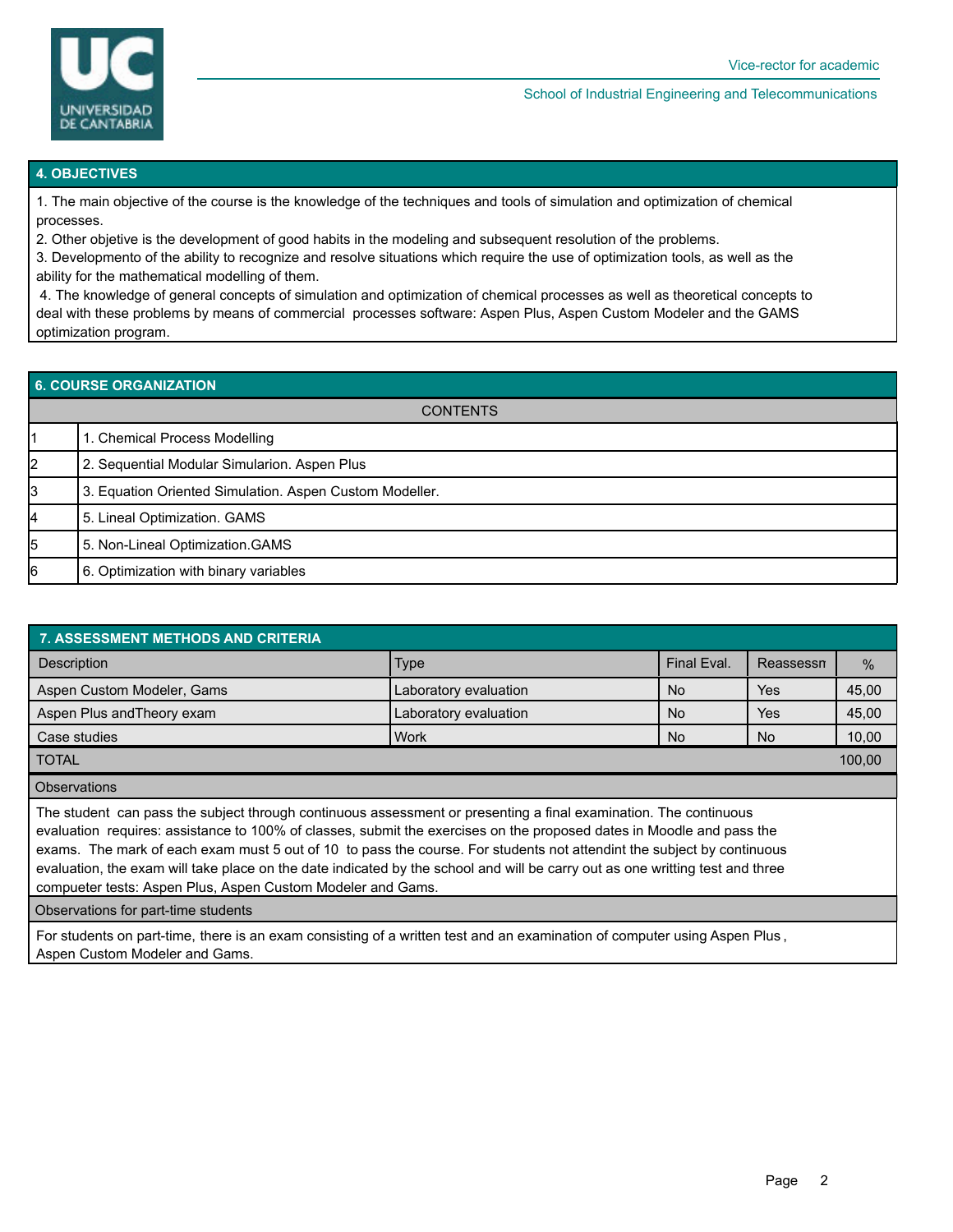## 4. OBJECTIVES

1. The main objective of the course is the knowledge of the techniques and tools of simulation and optimization of chemical processes.
2. Other objetive is the development of good habits in the modeling and subsequent resolution of the problems.
3. Developmento of the ability to recognize and resolve situations which require the use of optimization tools, as well as the ability for the mathematical modelling of them.
4. The knowledge of general concepts of simulation and optimization of chemical processes as well as theoretical concepts to deal with these problems by means of commercial processes software: Aspen Plus, Aspen Custom Modeler and the GAMS optimization program.

## 6. COURSE ORGANIZATION

| | CONTENTS |
|---|---|
| 1 | 1. Chemical Process Modelling |
| 2 | 2. Sequential Modular Simularion. Aspen Plus |
| 3 | 3. Equation Oriented Simulation. Aspen Custom Modeller. |
| 4 | 5. Lineal Optimization. GAMS |
| 5 | 5. Non-Lineal Optimization.GAMS |
| 6 | 6. Optimization with binary variables |

## 7. ASSESSMENT METHODS AND CRITERIA

| Description | Type | Final Eval. | Reassessn | % |
|---|---|---|---|---|
| Aspen Custom Modeler, Gams | Laboratory evaluation | No | Yes | 45,00 |
| Aspen Plus andTheory exam | Laboratory evaluation | No | Yes | 45,00 |
| Case studies | Work | No | No | 10,00 |
| TOTAL | | | | 100,00 |

**Observations**

The student can pass the subject through continuous assessment or presenting a final examination. The continuous evaluation requires: assistance to 100% of classes, submit the exercises on the proposed dates in Moodle and pass the exams. The mark of each exam must 5 out of 10 to pass the course. For students not attendint the subject by continuous evaluation, the exam will take place on the date indicated by the school and will be carry out as one writting test and three compueter tests: Aspen Plus, Aspen Custom Modeler and Gams.

**Observations for part-time students**

For students on part-time, there is an exam consisting of a written test and an examination of computer using Aspen Plus , Aspen Custom Modeler and Gams.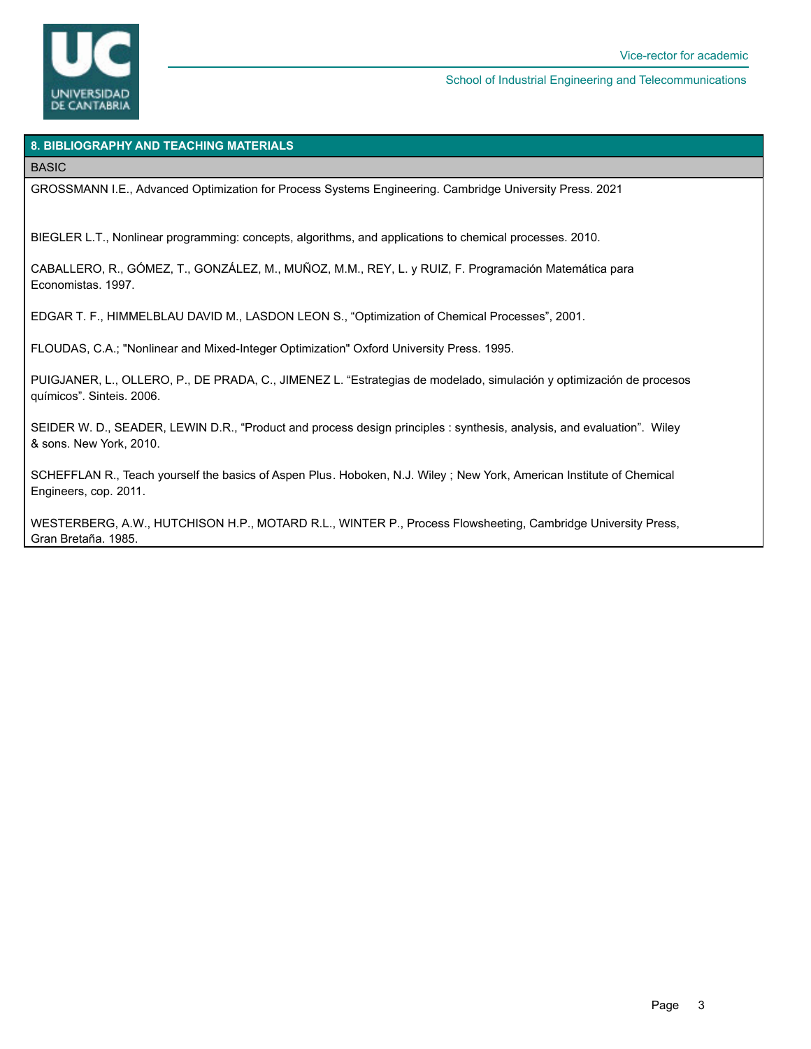## 8. BIBLIOGRAPHY AND TEACHING MATERIALS

### BASIC

GROSSMANN I.E., Advanced Optimization for Process Systems Engineering. Cambridge University Press. 2021

BIEGLER L.T., Nonlinear programming: concepts, algorithms, and applications to chemical processes. 2010.

CABALLERO, R., GÓMEZ, T., GONZÁLEZ, M., MUÑOZ, M.M., REY, L. y RUIZ, F. Programación Matemática para Economistas. 1997.

EDGAR T. F., HIMMELBLAU DAVID M., LASDON LEON S., "Optimization of Chemical Processes", 2001.

FLOUDAS, C.A.; "Nonlinear and Mixed-Integer Optimization" Oxford University Press. 1995.

PUIGJANER, L., OLLERO, P., DE PRADA, C., JIMENEZ L. "Estrategias de modelado, simulación y optimización de procesos químicos". Sintesis. 2006.

SEIDER W. D., SEADER, LEWIN D.R., "Product and process design principles : synthesis, analysis, and evaluation". Wiley & sons. New York, 2010.

SCHEFFLAN R., Teach yourself the basics of Aspen Plus. Hoboken, N.J. Wiley ; New York, American Institute of Chemical Engineers, cop. 2011.

WESTERBERG, A.W., HUTCHISON H.P., MOTARD R.L., WINTER P., Process Flowsheeting, Cambridge University Press, Gran Bretaña. 1985.